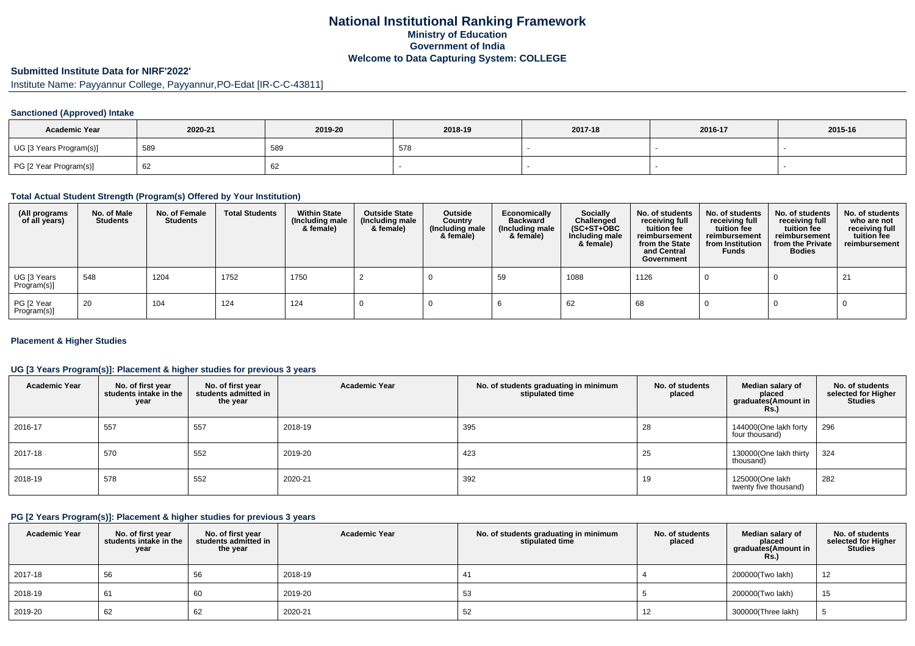# National Institutional Ranking Framework
## Ministry of Education
## Government of India
## Welcome to Data Capturing System: COLLEGE

### Submitted Institute Data for NIRF'2022'

Institute Name: Payyannur College, Payyannur,PO-Edat [IR-C-C-43811]

### Sanctioned (Approved) Intake

| Academic Year | 2020-21 | 2019-20 | 2018-19 | 2017-18 | 2016-17 | 2015-16 |
|---|---|---|---|---|---|---|
| UG [3 Years Program(s)] | 589 | 589 | 578 | - | - | - |
| PG [2 Year Program(s)] | 62 | 62 | - | - | - | - |

### Total Actual Student Strength (Program(s) Offered by Your Institution)

| (All programs of all years) | No. of Male Students | No. of Female Students | Total Students | Within State (Including male & female) | Outside State (Including male & female) | Outside Country (Including male & female) | Economically Backward (Including male & female) | Socially Challenged (SC+ST+OBC Including male & female) | No. of students receiving full tuition fee reimbursement from the State and Central Government | No. of students receiving full tuition fee reimbursement from Institution Funds | No. of students receiving full tuition fee reimbursement from the Private Bodies | No. of students who are not receiving full tuition fee reimbursement |
|---|---|---|---|---|---|---|---|---|---|---|---|---|
| UG [3 Years Program(s)] | 548 | 1204 | 1752 | 1750 | 2 | 0 | 59 | 1088 | 1126 | 0 | 0 | 21 |
| PG [2 Year Program(s)] | 20 | 104 | 124 | 124 | 0 | 0 | 6 | 62 | 68 | 0 | 0 | 0 |

### Placement & Higher Studies

### UG [3 Years Program(s)]: Placement & higher studies for previous 3 years

| Academic Year | No. of first year students intake in the year | No. of first year students admitted in the year | Academic Year | No. of students graduating in minimum stipulated time | No. of students placed | Median salary of placed graduates(Amount in Rs.) | No. of students selected for Higher Studies |
|---|---|---|---|---|---|---|---|
| 2016-17 | 557 | 557 | 2018-19 | 395 | 28 | 144000(One lakh forty four thousand) | 296 |
| 2017-18 | 570 | 552 | 2019-20 | 423 | 25 | 130000(One lakh thirty thousand) | 324 |
| 2018-19 | 578 | 552 | 2020-21 | 392 | 19 | 125000(One lakh twenty five thousand) | 282 |

### PG [2 Years Program(s)]: Placement & higher studies for previous 3 years

| Academic Year | No. of first year students intake in the year | No. of first year students admitted in the year | Academic Year | No. of students graduating in minimum stipulated time | No. of students placed | Median salary of placed graduates(Amount in Rs.) | No. of students selected for Higher Studies |
|---|---|---|---|---|---|---|---|
| 2017-18 | 56 | 56 | 2018-19 | 41 | 4 | 200000(Two lakh) | 12 |
| 2018-19 | 61 | 60 | 2019-20 | 53 | 5 | 200000(Two lakh) | 15 |
| 2019-20 | 62 | 62 | 2020-21 | 52 | 12 | 300000(Three lakh) | 5 |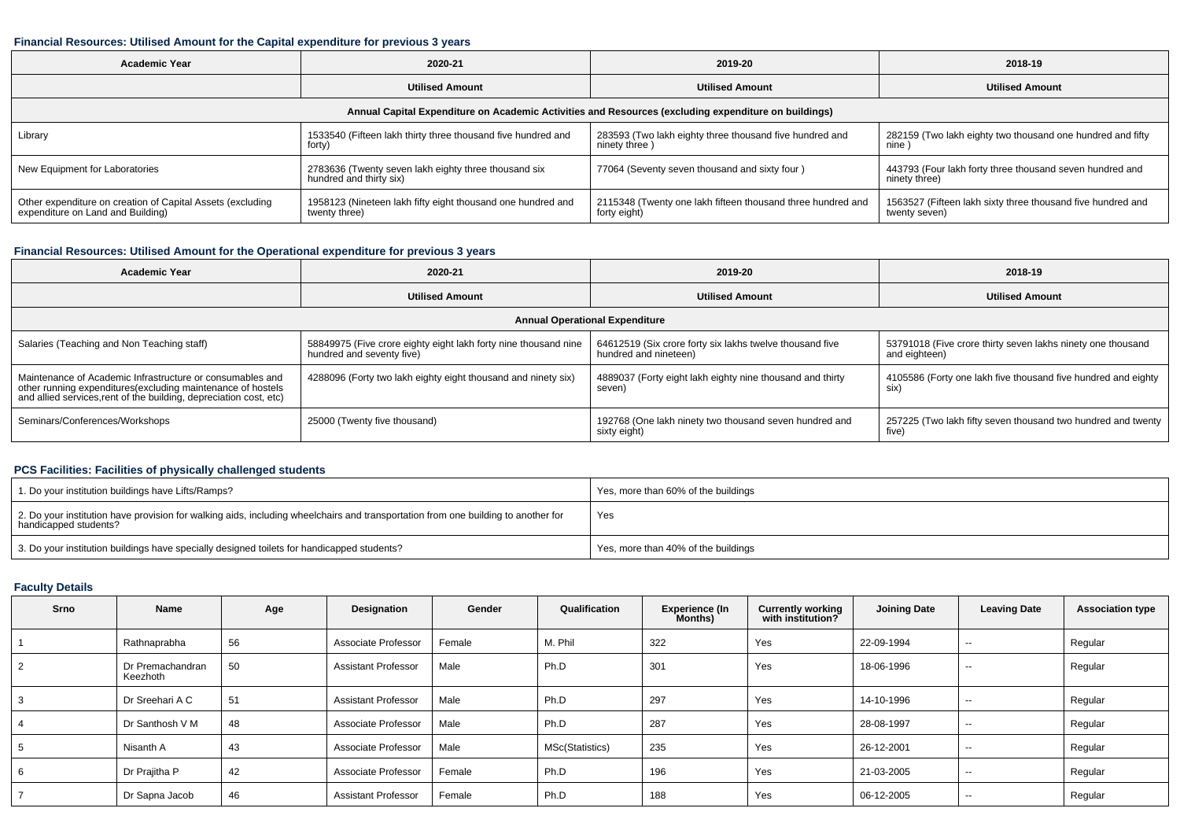### Financial Resources: Utilised Amount for the Capital expenditure for previous 3 years

| Academic Year | 2020-21 | 2019-20 | 2018-19 |
|---|---|---|---|
| | Utilised Amount | Utilised Amount | Utilised Amount |
| Annual Capital Expenditure on Academic Activities and Resources (excluding expenditure on buildings) | | | |
| Library | 1533540 (Fifteen lakh thirty three thousand five hundred and forty) | 283593 (Two lakh eighty three thousand five hundred and ninety three ) | 282159 (Two lakh eighty two thousand one hundred and fifty nine ) |
| New Equipment for Laboratories | 2783636 (Twenty seven lakh eighty three thousand six hundred and thirty six) | 77064 (Seventy seven thousand and sixty four ) | 443793 (Four lakh forty three thousand seven hundred and ninety three) |
| Other expenditure on creation of Capital Assets (excluding expenditure on Land and Building) | 1958123 (Nineteen lakh fifty eight thousand one hundred and twenty three) | 2115348 (Twenty one lakh fifteen thousand three hundred and forty eight) | 1563527 (Fifteen lakh sixty three thousand five hundred and twenty seven) |

### Financial Resources: Utilised Amount for the Operational expenditure for previous 3 years

| Academic Year | 2020-21 | 2019-20 | 2018-19 |
|---|---|---|---|
| | Utilised Amount | Utilised Amount | Utilised Amount |
| Annual Operational Expenditure | | | |
| Salaries (Teaching and Non Teaching staff) | 58849975 (Five crore eighty eight lakh forty nine thousand nine hundred and seventy five) | 64612519 (Six crore forty six lakhs twelve thousand five hundred and nineteen) | 53791018 (Five crore thirty seven lakhs ninety one thousand and eighteen) |
| Maintenance of Academic Infrastructure or consumables and other running expenditures(excluding maintenance of hostels and allied services,rent of the building, depreciation cost, etc) | 4288096 (Forty two lakh eighty eight thousand and ninety six) | 4889037 (Forty eight lakh eighty nine thousand and thirty seven) | 4105586 (Forty one lakh five thousand five hundred and eighty six) |
| Seminars/Conferences/Workshops | 25000 (Twenty five thousand) | 192768 (One lakh ninety two thousand seven hundred and sixty eight) | 257225 (Two lakh fifty seven thousand two hundred and twenty five) |

### PCS Facilities: Facilities of physically challenged students

| | |
|---|---|
| 1. Do your institution buildings have Lifts/Ramps? | Yes, more than 60% of the buildings |
| 2. Do your institution have provision for walking aids, including wheelchairs and transportation from one building to another for handicapped students? | Yes |
| 3. Do your institution buildings have specially designed toilets for handicapped students? | Yes, more than 40% of the buildings |

### Faculty Details

| Srno | Name | Age | Designation | Gender | Qualification | Experience (In Months) | Currently working with institution? | Joining Date | Leaving Date | Association type |
|---|---|---|---|---|---|---|---|---|---|---|
| 1 | Rathnaprabha | 56 | Associate Professor | Female | M. Phil | 322 | Yes | 22-09-1994 | -- | Regular |
| 2 | Dr Premachandran Keezhoth | 50 | Assistant Professor | Male | Ph.D | 301 | Yes | 18-06-1996 | -- | Regular |
| 3 | Dr Sreehari A C | 51 | Assistant Professor | Male | Ph.D | 297 | Yes | 14-10-1996 | -- | Regular |
| 4 | Dr Santhosh V M | 48 | Associate Professor | Male | Ph.D | 287 | Yes | 28-08-1997 | -- | Regular |
| 5 | Nisanth A | 43 | Associate Professor | Male | MSc(Statistics) | 235 | Yes | 26-12-2001 | -- | Regular |
| 6 | Dr Prajitha P | 42 | Associate Professor | Female | Ph.D | 196 | Yes | 21-03-2005 | -- | Regular |
| 7 | Dr Sapna Jacob | 46 | Assistant Professor | Female | Ph.D | 188 | Yes | 06-12-2005 | -- | Regular |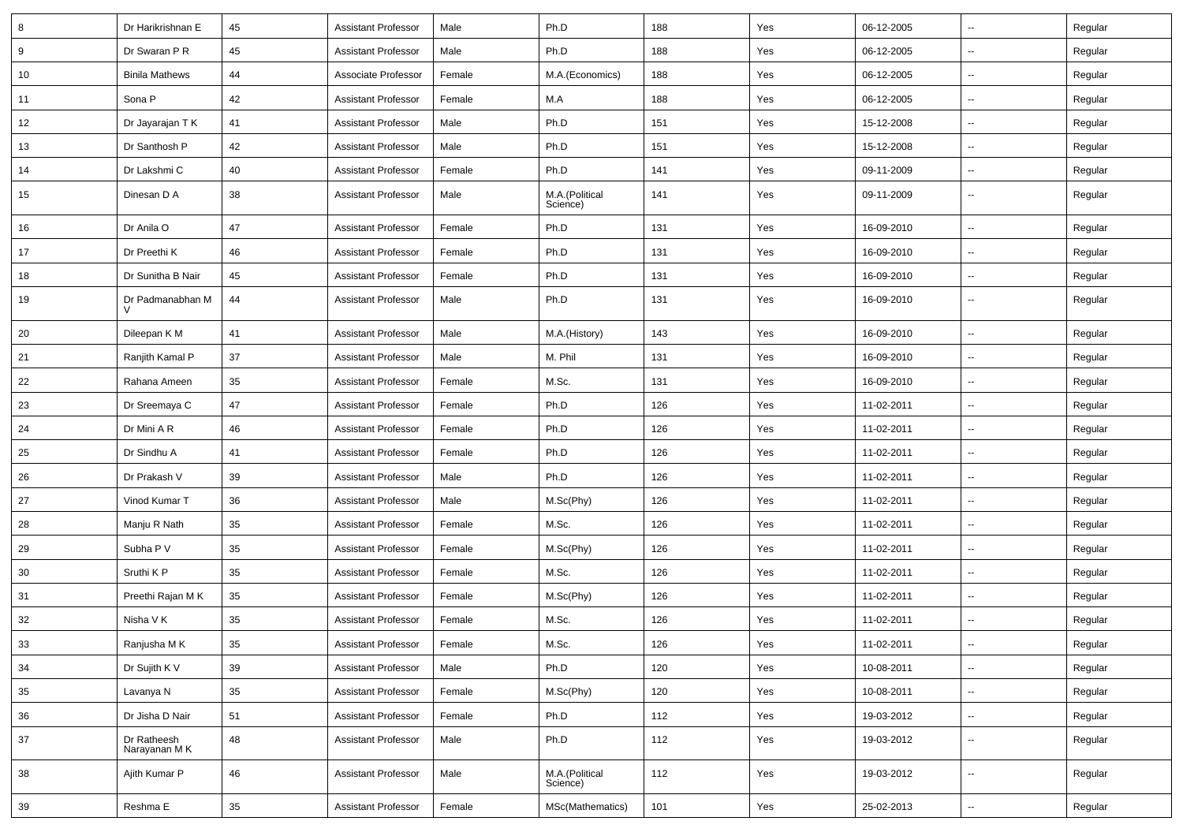| 8 | Dr Harikrishnan E | 45 | Assistant Professor | Male | Ph.D | 188 | Yes | 06-12-2005 | -- | Regular |
|---|---|---|---|---|---|---|---|---|---|---|
| 9 | Dr Swaran P R | 45 | Assistant Professor | Male | Ph.D | 188 | Yes | 06-12-2005 | -- | Regular |
| 10 | Binila Mathews | 44 | Associate Professor | Female | M.A.(Economics) | 188 | Yes | 06-12-2005 | -- | Regular |
| 11 | Sona P | 42 | Assistant Professor | Female | M.A | 188 | Yes | 06-12-2005 | -- | Regular |
| 12 | Dr Jayarajan T K | 41 | Assistant Professor | Male | Ph.D | 151 | Yes | 15-12-2008 | -- | Regular |
| 13 | Dr Santhosh P | 42 | Assistant Professor | Male | Ph.D | 151 | Yes | 15-12-2008 | -- | Regular |
| 14 | Dr Lakshmi C | 40 | Assistant Professor | Female | Ph.D | 141 | Yes | 09-11-2009 | -- | Regular |
| 15 | Dinesan D A | 38 | Assistant Professor | Male | M.A.(Political Science) | 141 | Yes | 09-11-2009 | -- | Regular |
| 16 | Dr Anila O | 47 | Assistant Professor | Female | Ph.D | 131 | Yes | 16-09-2010 | -- | Regular |
| 17 | Dr Preethi K | 46 | Assistant Professor | Female | Ph.D | 131 | Yes | 16-09-2010 | -- | Regular |
| 18 | Dr Sunitha B Nair | 45 | Assistant Professor | Female | Ph.D | 131 | Yes | 16-09-2010 | -- | Regular |
| 19 | Dr Padmanabhan M V | 44 | Assistant Professor | Male | Ph.D | 131 | Yes | 16-09-2010 | -- | Regular |
| 20 | Dileepan K M | 41 | Assistant Professor | Male | M.A.(History) | 143 | Yes | 16-09-2010 | -- | Regular |
| 21 | Ranjith Kamal P | 37 | Assistant Professor | Male | M. Phil | 131 | Yes | 16-09-2010 | -- | Regular |
| 22 | Rahana Ameen | 35 | Assistant Professor | Female | M.Sc. | 131 | Yes | 16-09-2010 | -- | Regular |
| 23 | Dr Sreemaya C | 47 | Assistant Professor | Female | Ph.D | 126 | Yes | 11-02-2011 | -- | Regular |
| 24 | Dr Mini A R | 46 | Assistant Professor | Female | Ph.D | 126 | Yes | 11-02-2011 | -- | Regular |
| 25 | Dr Sindhu A | 41 | Assistant Professor | Female | Ph.D | 126 | Yes | 11-02-2011 | -- | Regular |
| 26 | Dr Prakash V | 39 | Assistant Professor | Male | Ph.D | 126 | Yes | 11-02-2011 | -- | Regular |
| 27 | Vinod Kumar T | 36 | Assistant Professor | Male | M.Sc(Phy) | 126 | Yes | 11-02-2011 | -- | Regular |
| 28 | Manju R Nath | 35 | Assistant Professor | Female | M.Sc. | 126 | Yes | 11-02-2011 | -- | Regular |
| 29 | Subha P V | 35 | Assistant Professor | Female | M.Sc(Phy) | 126 | Yes | 11-02-2011 | -- | Regular |
| 30 | Sruthi K P | 35 | Assistant Professor | Female | M.Sc. | 126 | Yes | 11-02-2011 | -- | Regular |
| 31 | Preethi Rajan M K | 35 | Assistant Professor | Female | M.Sc(Phy) | 126 | Yes | 11-02-2011 | -- | Regular |
| 32 | Nisha V K | 35 | Assistant Professor | Female | M.Sc. | 126 | Yes | 11-02-2011 | -- | Regular |
| 33 | Ranjusha M K | 35 | Assistant Professor | Female | M.Sc. | 126 | Yes | 11-02-2011 | -- | Regular |
| 34 | Dr Sujith K V | 39 | Assistant Professor | Male | Ph.D | 120 | Yes | 10-08-2011 | -- | Regular |
| 35 | Lavanya N | 35 | Assistant Professor | Female | M.Sc(Phy) | 120 | Yes | 10-08-2011 | -- | Regular |
| 36 | Dr Jisha D Nair | 51 | Assistant Professor | Female | Ph.D | 112 | Yes | 19-03-2012 | -- | Regular |
| 37 | Dr Ratheesh Narayanan M K | 48 | Assistant Professor | Male | Ph.D | 112 | Yes | 19-03-2012 | -- | Regular |
| 38 | Ajith Kumar P | 46 | Assistant Professor | Male | M.A.(Political Science) | 112 | Yes | 19-03-2012 | -- | Regular |
| 39 | Reshma E | 35 | Assistant Professor | Female | MSc(Mathematics) | 101 | Yes | 25-02-2013 | -- | Regular |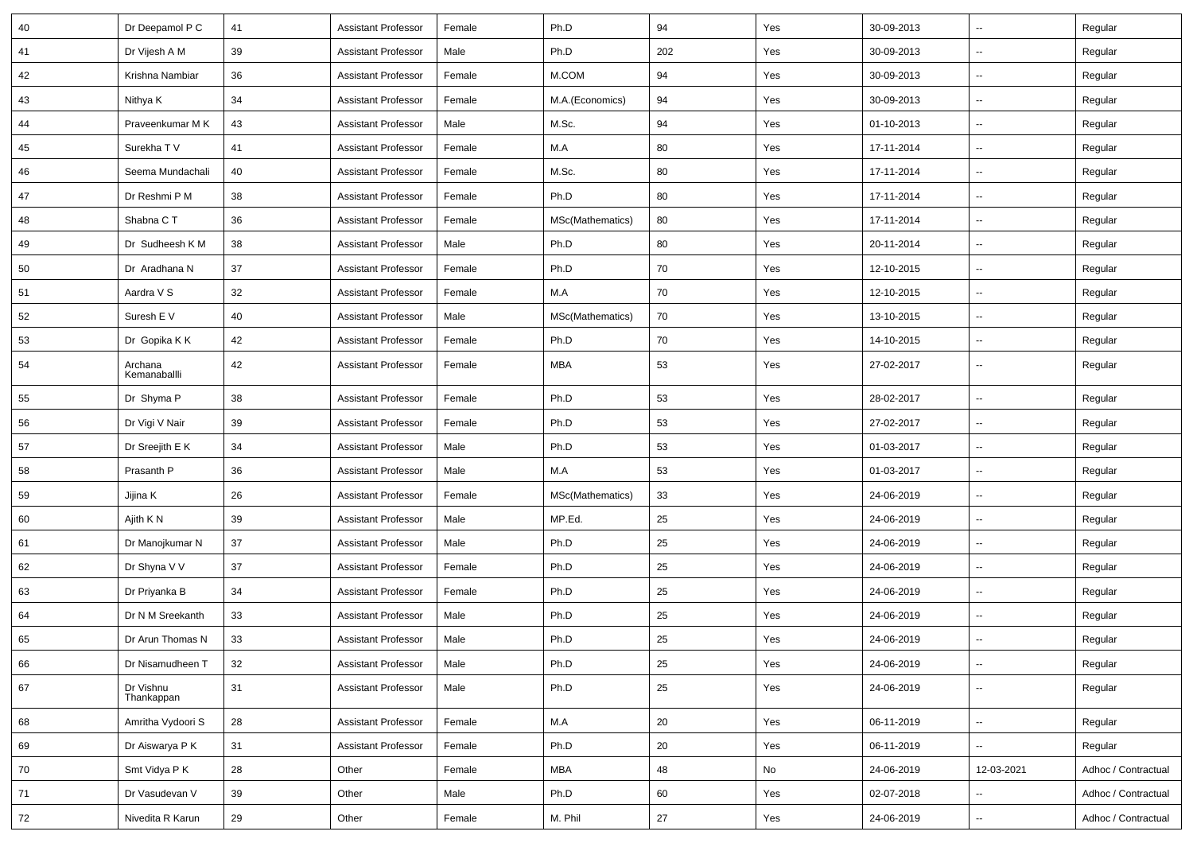| 40 | Dr Deepamol P C | 41 | Assistant Professor | Female | Ph.D | 94 | Yes | 30-09-2013 | -- | Regular |
|---|---|---|---|---|---|---|---|---|---|---|
| 41 | Dr Vijesh A M | 39 | Assistant Professor | Male | Ph.D | 202 | Yes | 30-09-2013 | -- | Regular |
| 42 | Krishna Nambiar | 36 | Assistant Professor | Female | M.COM | 94 | Yes | 30-09-2013 | -- | Regular |
| 43 | Nithya K | 34 | Assistant Professor | Female | M.A.(Economics) | 94 | Yes | 30-09-2013 | -- | Regular |
| 44 | Praveenkumar M K | 43 | Assistant Professor | Male | M.Sc. | 94 | Yes | 01-10-2013 | -- | Regular |
| 45 | Surekha T V | 41 | Assistant Professor | Female | M.A | 80 | Yes | 17-11-2014 | -- | Regular |
| 46 | Seema Mundachali | 40 | Assistant Professor | Female | M.Sc. | 80 | Yes | 17-11-2014 | -- | Regular |
| 47 | Dr Reshmi P M | 38 | Assistant Professor | Female | Ph.D | 80 | Yes | 17-11-2014 | -- | Regular |
| 48 | Shabna C T | 36 | Assistant Professor | Female | MSc(Mathematics) | 80 | Yes | 17-11-2014 | -- | Regular |
| 49 | Dr Sudheesh K M | 38 | Assistant Professor | Male | Ph.D | 80 | Yes | 20-11-2014 | -- | Regular |
| 50 | Dr Aradhana N | 37 | Assistant Professor | Female | Ph.D | 70 | Yes | 12-10-2015 | -- | Regular |
| 51 | Aardra V S | 32 | Assistant Professor | Female | M.A | 70 | Yes | 12-10-2015 | -- | Regular |
| 52 | Suresh E V | 40 | Assistant Professor | Male | MSc(Mathematics) | 70 | Yes | 13-10-2015 | -- | Regular |
| 53 | Dr Gopika K K | 42 | Assistant Professor | Female | Ph.D | 70 | Yes | 14-10-2015 | -- | Regular |
| 54 | Archana Kemanaballli | 42 | Assistant Professor | Female | MBA | 53 | Yes | 27-02-2017 | -- | Regular |
| 55 | Dr Shyma P | 38 | Assistant Professor | Female | Ph.D | 53 | Yes | 28-02-2017 | -- | Regular |
| 56 | Dr Vigi V Nair | 39 | Assistant Professor | Female | Ph.D | 53 | Yes | 27-02-2017 | -- | Regular |
| 57 | Dr Sreejith E K | 34 | Assistant Professor | Male | Ph.D | 53 | Yes | 01-03-2017 | -- | Regular |
| 58 | Prasanth P | 36 | Assistant Professor | Male | M.A | 53 | Yes | 01-03-2017 | -- | Regular |
| 59 | Jijina K | 26 | Assistant Professor | Female | MSc(Mathematics) | 33 | Yes | 24-06-2019 | -- | Regular |
| 60 | Ajith K N | 39 | Assistant Professor | Male | MP.Ed. | 25 | Yes | 24-06-2019 | -- | Regular |
| 61 | Dr Manojkumar N | 37 | Assistant Professor | Male | Ph.D | 25 | Yes | 24-06-2019 | -- | Regular |
| 62 | Dr Shyna V V | 37 | Assistant Professor | Female | Ph.D | 25 | Yes | 24-06-2019 | -- | Regular |
| 63 | Dr Priyanka B | 34 | Assistant Professor | Female | Ph.D | 25 | Yes | 24-06-2019 | -- | Regular |
| 64 | Dr N M Sreekanth | 33 | Assistant Professor | Male | Ph.D | 25 | Yes | 24-06-2019 | -- | Regular |
| 65 | Dr Arun Thomas N | 33 | Assistant Professor | Male | Ph.D | 25 | Yes | 24-06-2019 | -- | Regular |
| 66 | Dr Nisamudheen T | 32 | Assistant Professor | Male | Ph.D | 25 | Yes | 24-06-2019 | -- | Regular |
| 67 | Dr Vishnu Thankappan | 31 | Assistant Professor | Male | Ph.D | 25 | Yes | 24-06-2019 | -- | Regular |
| 68 | Amritha Vydoori S | 28 | Assistant Professor | Female | M.A | 20 | Yes | 06-11-2019 | -- | Regular |
| 69 | Dr Aiswarya P K | 31 | Assistant Professor | Female | Ph.D | 20 | Yes | 06-11-2019 | -- | Regular |
| 70 | Smt Vidya P K | 28 | Other | Female | MBA | 48 | No | 24-06-2019 | 12-03-2021 | Adhoc / Contractual |
| 71 | Dr Vasudevan V | 39 | Other | Male | Ph.D | 60 | Yes | 02-07-2018 | -- | Adhoc / Contractual |
| 72 | Nivedita R Karun | 29 | Other | Female | M. Phil | 27 | Yes | 24-06-2019 | -- | Adhoc / Contractual |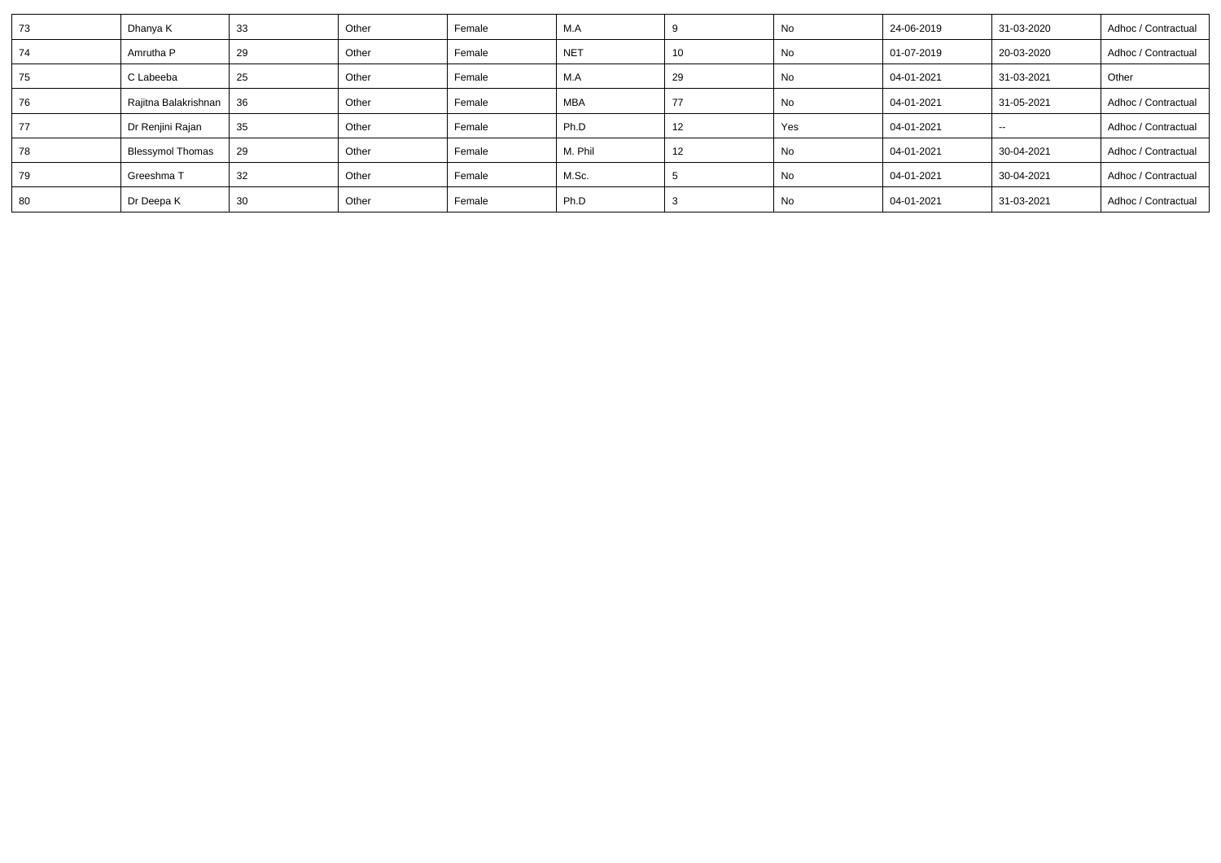| | | | | | | | | | | |
|---|---|---|---|---|---|---|---|---|---|---|
| 73 | Dhanya K | 33 | Other | Female | M.A | 9 | No | 24-06-2019 | 31-03-2020 | Adhoc / Contractual |
| 74 | Amrutha P | 29 | Other | Female | NET | 10 | No | 01-07-2019 | 20-03-2020 | Adhoc / Contractual |
| 75 | C Labeeba | 25 | Other | Female | M.A | 29 | No | 04-01-2021 | 31-03-2021 | Other |
| 76 | Rajitna Balakrishnan | 36 | Other | Female | MBA | 77 | No | 04-01-2021 | 31-05-2021 | Adhoc / Contractual |
| 77 | Dr Renjini Rajan | 35 | Other | Female | Ph.D | 12 | Yes | 04-01-2021 | -- | Adhoc / Contractual |
| 78 | Blessymol Thomas | 29 | Other | Female | M. Phil | 12 | No | 04-01-2021 | 30-04-2021 | Adhoc / Contractual |
| 79 | Greeshma T | 32 | Other | Female | M.Sc. | 5 | No | 04-01-2021 | 30-04-2021 | Adhoc / Contractual |
| 80 | Dr Deepa K | 30 | Other | Female | Ph.D | 3 | No | 04-01-2021 | 31-03-2021 | Adhoc / Contractual |